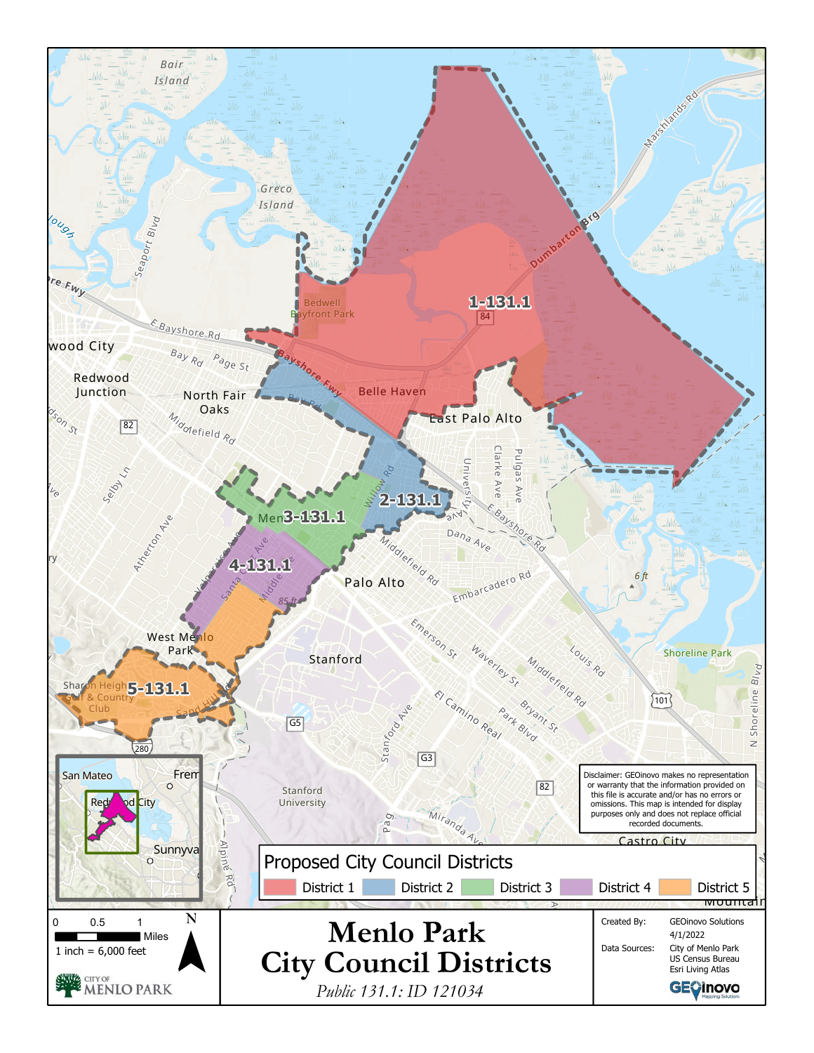# Menlo Park City Council Districts

*Public 131.1: ID 121034*

## Proposed City Council Districts

- District 1
- District 2
- District 3
- District 4
- District 5

1-131.1

2-131.1

3-131.1

4-131.1

5-131.1

Disclaimer: GEOinovo makes no representation or warranty that the information provided on this file is accurate and/or has no errors or omissions. This map is intended for display purposes only and does not replace official recorded documents.

0 0.5 1 Miles

1 inch = 6,000 feet

N

CITY OF MENLO PARK

| | |
|---|---|
| Created By: | GEOinovo Solutions |
| | 4/1/2022 |
| Data Sources: | City of Menlo Park |
| | US Census Bureau |
| | Esri Living Atlas |

GEOinovo Mapping Solutions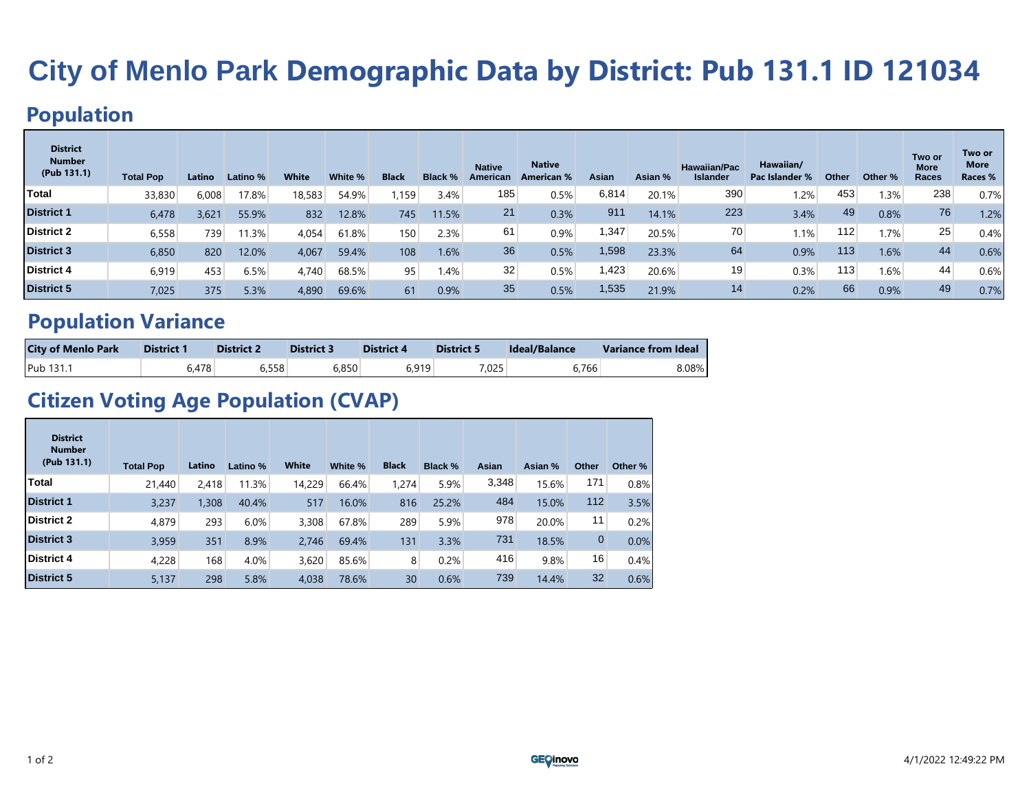# City of Menlo Park Demographic Data by District: Pub 131.1 ID 121034

## Population

| District Number (Pub 131.1) | Total Pop | Latino | Latino % | White | White % | Black | Black % | Native American | Native American % | Asian | Asian % | Hawaiian/Pac Islander | Hawaiian/ Pac Islander % | Other | Other % | Two or More Races | Two or More Races % |
|---|---|---|---|---|---|---|---|---|---|---|---|---|---|---|---|---|---|
| **Total** | 33,830 | 6,008 | 17.8% | 18,583 | 54.9% | 1,159 | 3.4% | 185 | 0.5% | 6,814 | 20.1% | 390 | 1.2% | 453 | 1.3% | 238 | 0.7% |
| **District 1** | 6,478 | 3,621 | 55.9% | 832 | 12.8% | 745 | 11.5% | 21 | 0.3% | 911 | 14.1% | 223 | 3.4% | 49 | 0.8% | 76 | 1.2% |
| **District 2** | 6,558 | 739 | 11.3% | 4,054 | 61.8% | 150 | 2.3% | 61 | 0.9% | 1,347 | 20.5% | 70 | 1.1% | 112 | 1.7% | 25 | 0.4% |
| **District 3** | 6,850 | 820 | 12.0% | 4,067 | 59.4% | 108 | 1.6% | 36 | 0.5% | 1,598 | 23.3% | 64 | 0.9% | 113 | 1.6% | 44 | 0.6% |
| **District 4** | 6,919 | 453 | 6.5% | 4,740 | 68.5% | 95 | 1.4% | 32 | 0.5% | 1,423 | 20.6% | 19 | 0.3% | 113 | 1.6% | 44 | 0.6% |
| **District 5** | 7,025 | 375 | 5.3% | 4,890 | 69.6% | 61 | 0.9% | 35 | 0.5% | 1,535 | 21.9% | 14 | 0.2% | 66 | 0.9% | 49 | 0.7% |

## Population Variance

| City of Menlo Park | District 1 | District 2 | District 3 | District 4 | District 5 | Ideal/Balance | Variance from Ideal |
|---|---|---|---|---|---|---|---|
| Pub 131.1 | 6,478 | 6,558 | 6,850 | 6,919 | 7,025 | 6,766 | 8.08% |

## Citizen Voting Age Population (CVAP)

| District Number (Pub 131.1) | Total Pop | Latino | Latino % | White | White % | Black | Black % | Asian | Asian % | Other | Other % |
|---|---|---|---|---|---|---|---|---|---|---|---|
| **Total** | 21,440 | 2,418 | 11.3% | 14,229 | 66.4% | 1,274 | 5.9% | 3,348 | 15.6% | 171 | 0.8% |
| **District 1** | 3,237 | 1,308 | 40.4% | 517 | 16.0% | 816 | 25.2% | 484 | 15.0% | 112 | 3.5% |
| **District 2** | 4,879 | 293 | 6.0% | 3,308 | 67.8% | 289 | 5.9% | 978 | 20.0% | 11 | 0.2% |
| **District 3** | 3,959 | 351 | 8.9% | 2,746 | 69.4% | 131 | 3.3% | 731 | 18.5% | 0 | 0.0% |
| **District 4** | 4,228 | 168 | 4.0% | 3,620 | 85.6% | 8 | 0.2% | 416 | 9.8% | 16 | 0.4% |
| **District 5** | 5,137 | 298 | 5.8% | 4,038 | 78.6% | 30 | 0.6% | 739 | 14.4% | 32 | 0.6% |

4/1/2022 12:49:22 PM